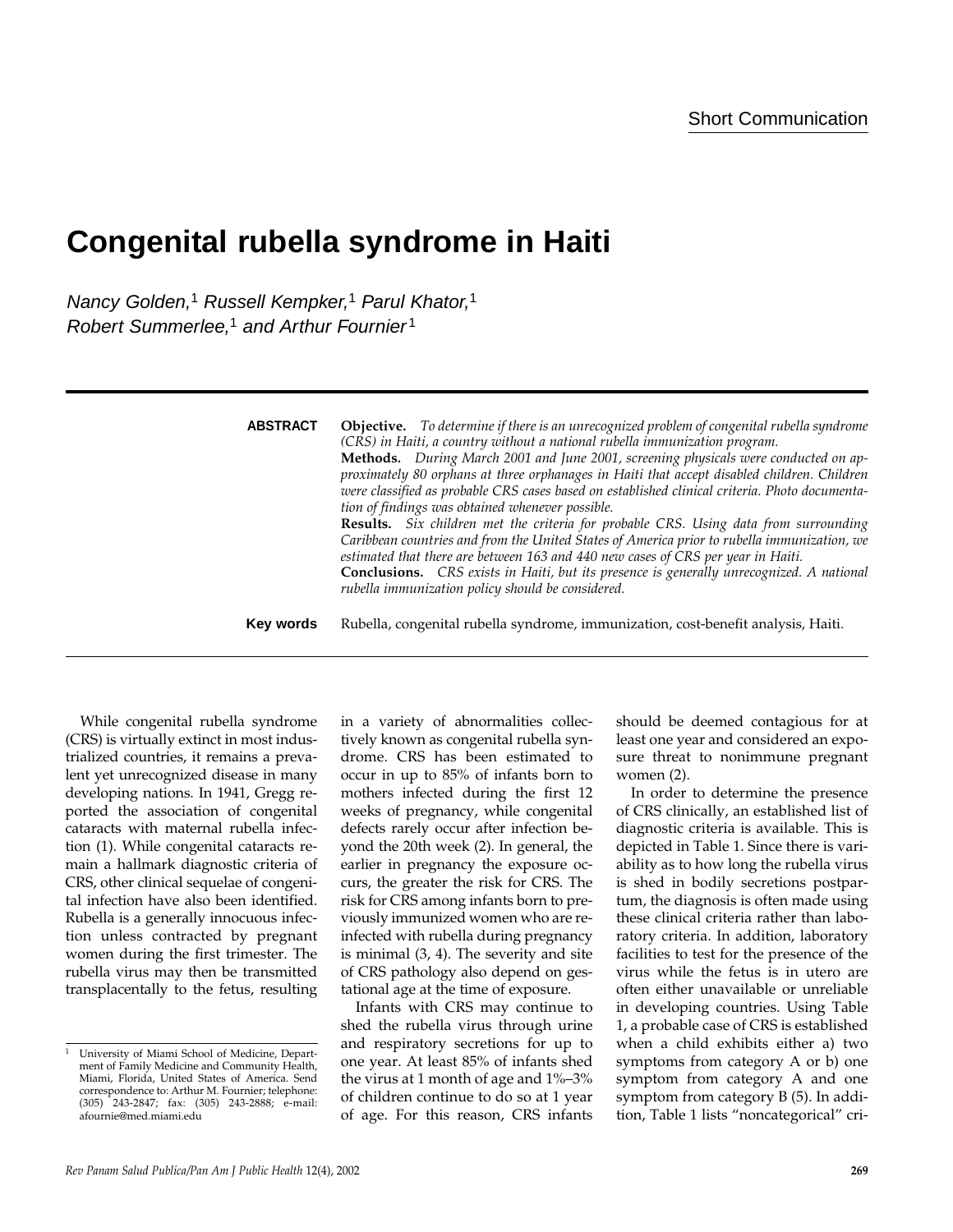Short Communication

# Congenital rubella syndrome in Haiti

*Nancy Golden,[1] Russell Kempker,[1] Parul Khator,[1] Robert Summerlee,[1] and Arthur Fournier[1]*

---

**ABSTRACT**

**Objective.** *To determine if there is an unrecognized problem of congenital rubella syndrome (CRS) in Haiti, a country without a national rubella immunization program.*

**Methods.** *During March 2001 and June 2001, screening physicals were conducted on approximately 80 orphans at three orphanages in Haiti that accept disabled children. Children were classified as probable CRS cases based on established clinical criteria. Photo documentation of findings was obtained whenever possible.*

**Results.** *Six children met the criteria for probable CRS. Using data from surrounding Caribbean countries and from the United States of America prior to rubella immunization, we estimated that there are between 163 and 440 new cases of CRS per year in Haiti.*

**Conclusions.** *CRS exists in Haiti, but its presence is generally unrecognized. A national rubella immunization policy should be considered.*

**Key words** Rubella, congenital rubella syndrome, immunization, cost-benefit analysis, Haiti.

---

While congenital rubella syndrome (CRS) is virtually extinct in most industrialized countries, it remains a prevalent yet unrecognized disease in many developing nations. In 1941, Gregg reported the association of congenital cataracts with maternal rubella infection (1). While congenital cataracts remain a hallmark diagnostic criteria of CRS, other clinical sequelae of congenital infection have also been identified. Rubella is a generally innocuous infection unless contracted by pregnant women during the first trimester. The rubella virus may then be transmitted transplacentally to the fetus, resulting in a variety of abnormalities collectively known as congenital rubella syndrome. CRS has been estimated to occur in up to 85% of infants born to mothers infected during the first 12 weeks of pregnancy, while congenital defects rarely occur after infection beyond the 20th week (2). In general, the earlier in pregnancy the exposure occurs, the greater the risk for CRS. The risk for CRS among infants born to previously immunized women who are reinfected with rubella during pregnancy is minimal (3, 4). The severity and site of CRS pathology also depend on gestational age at the time of exposure.

Infants with CRS may continue to shed the rubella virus through urine and respiratory secretions for up to one year. At least 85% of infants shed the virus at 1 month of age and 1%–3% of children continue to do so at 1 year of age. For this reason, CRS infants should be deemed contagious for at least one year and considered an exposure threat to nonimmune pregnant women (2).

In order to determine the presence of CRS clinically, an established list of diagnostic criteria is available. This is depicted in Table 1. Since there is variability as to how long the rubella virus is shed in bodily secretions postpartum, the diagnosis is often made using these clinical criteria rather than laboratory criteria. In addition, laboratory facilities to test for the presence of the virus while the fetus is in utero are often either unavailable or unreliable in developing countries. Using Table 1, a probable case of CRS is established when a child exhibits either a) two symptoms from category A or b) one symptom from category A and one symptom from category B (5). In addition, Table 1 lists "noncategorical" cri-

[1] University of Miami School of Medicine, Department of Family Medicine and Community Health, Miami, Florida, United States of America. Send correspondence to: Arthur M. Fournier; telephone: (305) 243-2847; fax: (305) 243-2888; e-mail: afournie@med.miami.edu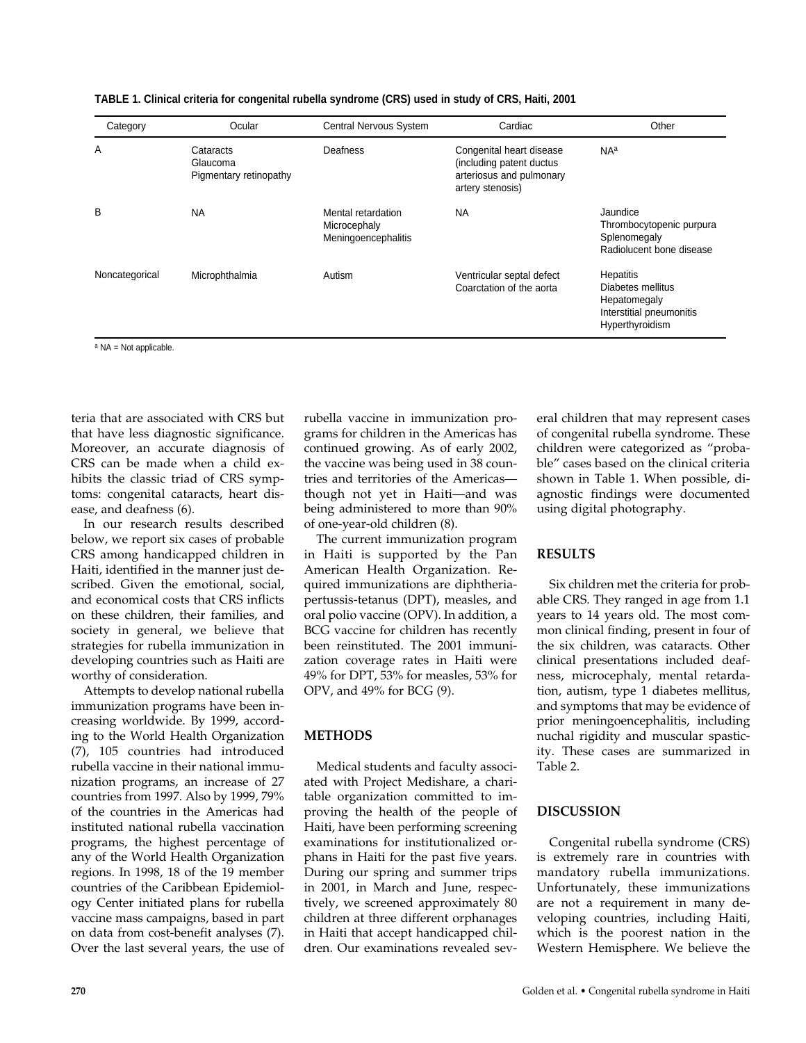**TABLE 1. Clinical criteria for congenital rubella syndrome (CRS) used in study of CRS, Haiti, 2001**

| Category | Ocular | Central Nervous System | Cardiac | Other |
|---|---|---|---|---|
| A | Cataracts<br>Glaucoma<br>Pigmentary retinopathy | Deafness | Congenital heart disease (including patent ductus arteriosus and pulmonary artery stenosis) | NA[a] |
| B | NA | Mental retardation<br>Microcephaly<br>Meningoencephalitis | NA | Jaundice<br>Thrombocytopenic purpura<br>Splenomegaly<br>Radiolucent bone disease |
| Noncategorical | Microphthalmia | Autism | Ventricular septal defect<br>Coarctation of the aorta | Hepatitis<br>Diabetes mellitus<br>Hepatomegaly<br>Interstitial pneumonitis<br>Hyperthyroidism |

[a] NA = Not applicable.

teria that are associated with CRS but that have less diagnostic significance. Moreover, an accurate diagnosis of CRS can be made when a child exhibits the classic triad of CRS symptoms: congenital cataracts, heart disease, and deafness (6).

In our research results described below, we report six cases of probable CRS among handicapped children in Haiti, identified in the manner just described. Given the emotional, social, and economical costs that CRS inflicts on these children, their families, and society in general, we believe that strategies for rubella immunization in developing countries such as Haiti are worthy of consideration.

Attempts to develop national rubella immunization programs have been increasing worldwide. By 1999, according to the World Health Organization (7), 105 countries had introduced rubella vaccine in their national immunization programs, an increase of 27 countries from 1997. Also by 1999, 79% of the countries in the Americas had instituted national rubella vaccination programs, the highest percentage of any of the World Health Organization regions. In 1998, 18 of the 19 member countries of the Caribbean Epidemiology Center initiated plans for rubella vaccine mass campaigns, based in part on data from cost-benefit analyses (7). Over the last several years, the use of rubella vaccine in immunization programs for children in the Americas has continued growing. As of early 2002, the vaccine was being used in 38 countries and territories of the Americas—though not yet in Haiti—and was being administered to more than 90% of one-year-old children (8).

The current immunization program in Haiti is supported by the Pan American Health Organization. Required immunizations are diphtheria-pertussis-tetanus (DPT), measles, and oral polio vaccine (OPV). In addition, a BCG vaccine for children has recently been reinstituted. The 2001 immunization coverage rates in Haiti were 49% for DPT, 53% for measles, 53% for OPV, and 49% for BCG (9).

## METHODS

Medical students and faculty associated with Project Medishare, a charitable organization committed to improving the health of the people of Haiti, have been performing screening examinations for institutionalized orphans in Haiti for the past five years. During our spring and summer trips in 2001, in March and June, respectively, we screened approximately 80 children at three different orphanages in Haiti that accept handicapped children. Our examinations revealed several children that may represent cases of congenital rubella syndrome. These children were categorized as "probable" cases based on the clinical criteria shown in Table 1. When possible, diagnostic findings were documented using digital photography.

## RESULTS

Six children met the criteria for probable CRS. They ranged in age from 1.1 years to 14 years old. The most common clinical finding, present in four of the six children, was cataracts. Other clinical presentations included deafness, microcephaly, mental retardation, autism, type 1 diabetes mellitus, and symptoms that may be evidence of prior meningoencephalitis, including nuchal rigidity and muscular spasticity. These cases are summarized in Table 2.

## DISCUSSION

Congenital rubella syndrome (CRS) is extremely rare in countries with mandatory rubella immunizations. Unfortunately, these immunizations are not a requirement in many developing countries, including Haiti, which is the poorest nation in the Western Hemisphere. We believe the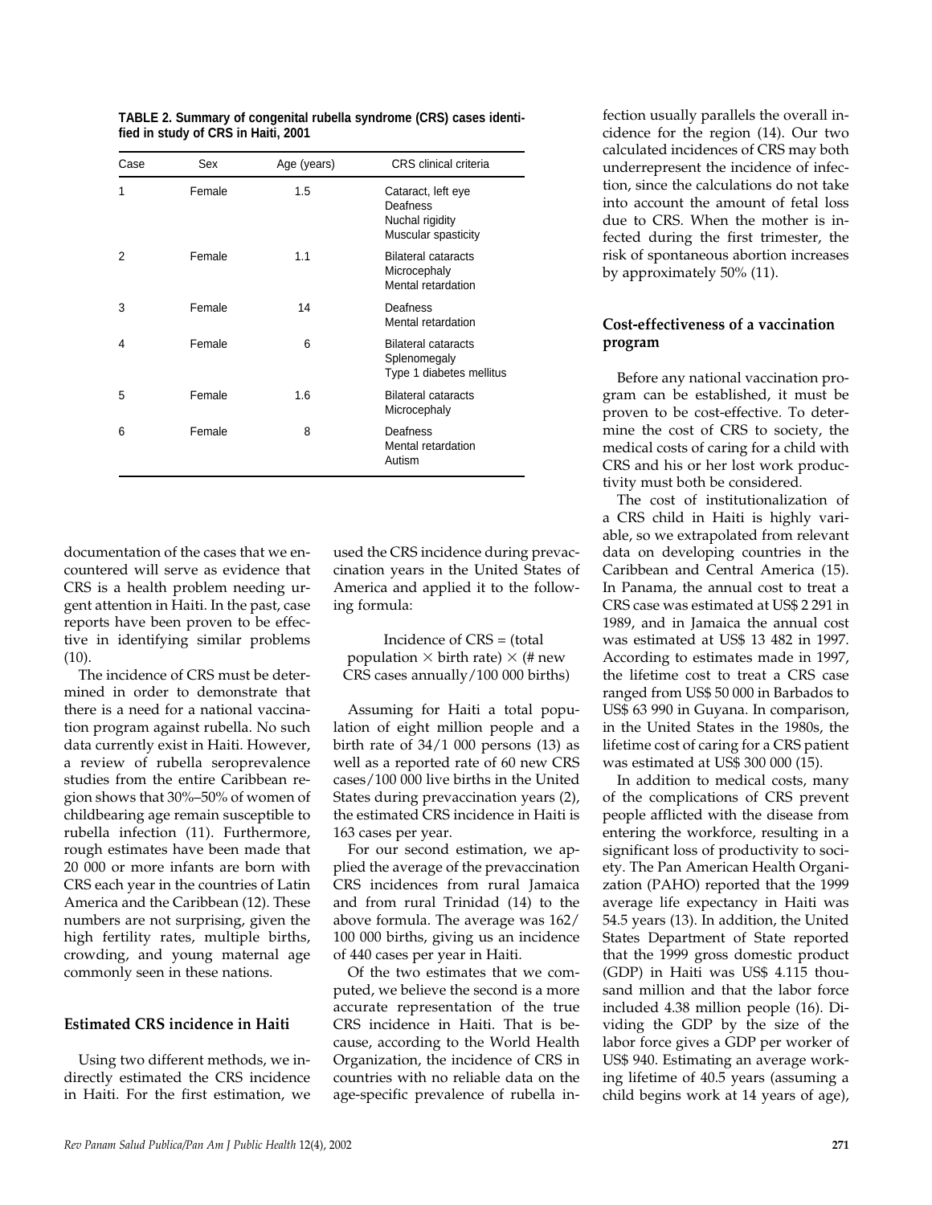**TABLE 2. Summary of congenital rubella syndrome (CRS) cases identified in study of CRS in Haiti, 2001**

| Case | Sex | Age (years) | CRS clinical criteria |
|---|---|---|---|
| 1 | Female | 1.5 | Cataract, left eye<br>Deafness<br>Nuchal rigidity<br>Muscular spasticity |
| 2 | Female | 1.1 | Bilateral cataracts<br>Microcephaly<br>Mental retardation |
| 3 | Female | 14 | Deafness<br>Mental retardation |
| 4 | Female | 6 | Bilateral cataracts<br>Splenomegaly<br>Type 1 diabetes mellitus |
| 5 | Female | 1.6 | Bilateral cataracts<br>Microcephaly |
| 6 | Female | 8 | Deafness<br>Mental retardation<br>Autism |

documentation of the cases that we encountered will serve as evidence that CRS is a health problem needing urgent attention in Haiti. In the past, case reports have been proven to be effective in identifying similar problems (10).

The incidence of CRS must be determined in order to demonstrate that there is a need for a national vaccination program against rubella. No such data currently exist in Haiti. However, a review of rubella seroprevalence studies from the entire Caribbean region shows that 30%–50% of women of childbearing age remain susceptible to rubella infection (11). Furthermore, rough estimates have been made that 20 000 or more infants are born with CRS each year in the countries of Latin America and the Caribbean (12). These numbers are not surprising, given the high fertility rates, multiple births, crowding, and young maternal age commonly seen in these nations.

### Estimated CRS incidence in Haiti

Using two different methods, we indirectly estimated the CRS incidence in Haiti. For the first estimation, we used the CRS incidence during prevaccination years in the United States of America and applied it to the following formula:

Incidence of CRS = (total population $\times$ birth rate) $\times$ (# new CRS cases annually/100 000 births)

Assuming for Haiti a total population of eight million people and a birth rate of 34/1 000 persons (13) as well as a reported rate of 60 new CRS cases/100 000 live births in the United States during prevaccination years (2), the estimated CRS incidence in Haiti is 163 cases per year.

For our second estimation, we applied the average of the prevaccination CRS incidences from rural Jamaica and from rural Trinidad (14) to the above formula. The average was 162/100 000 births, giving us an incidence of 440 cases per year in Haiti.

Of the two estimates that we computed, we believe the second is a more accurate representation of the true CRS incidence in Haiti. That is because, according to the World Health Organization, the incidence of CRS in countries with no reliable data on the age-specific prevalence of rubella infection usually parallels the overall incidence for the region (14). Our two calculated incidences of CRS may both underrepresent the incidence of infection, since the calculations do not take into account the amount of fetal loss due to CRS. When the mother is infected during the first trimester, the risk of spontaneous abortion increases by approximately 50% (11).

### Cost-effectiveness of a vaccination program

Before any national vaccination program can be established, it must be proven to be cost-effective. To determine the cost of CRS to society, the medical costs of caring for a child with CRS and his or her lost work productivity must both be considered.

The cost of institutionalization of a CRS child in Haiti is highly variable, so we extrapolated from relevant data on developing countries in the Caribbean and Central America (15). In Panama, the annual cost to treat a CRS case was estimated at US$ 2 291 in 1989, and in Jamaica the annual cost was estimated at US$ 13 482 in 1997. According to estimates made in 1997, the lifetime cost to treat a CRS case ranged from US$ 50 000 in Barbados to US$ 63 990 in Guyana. In comparison, in the United States in the 1980s, the lifetime cost of caring for a CRS patient was estimated at US$ 300 000 (15).

In addition to medical costs, many of the complications of CRS prevent people afflicted with the disease from entering the workforce, resulting in a significant loss of productivity to society. The Pan American Health Organization (PAHO) reported that the 1999 average life expectancy in Haiti was 54.5 years (13). In addition, the United States Department of State reported that the 1999 gross domestic product (GDP) in Haiti was US$ 4.115 thousand million and that the labor force included 4.38 million people (16). Dividing the GDP by the size of the labor force gives a GDP per worker of US$ 940. Estimating an average working lifetime of 40.5 years (assuming a child begins work at 14 years of age),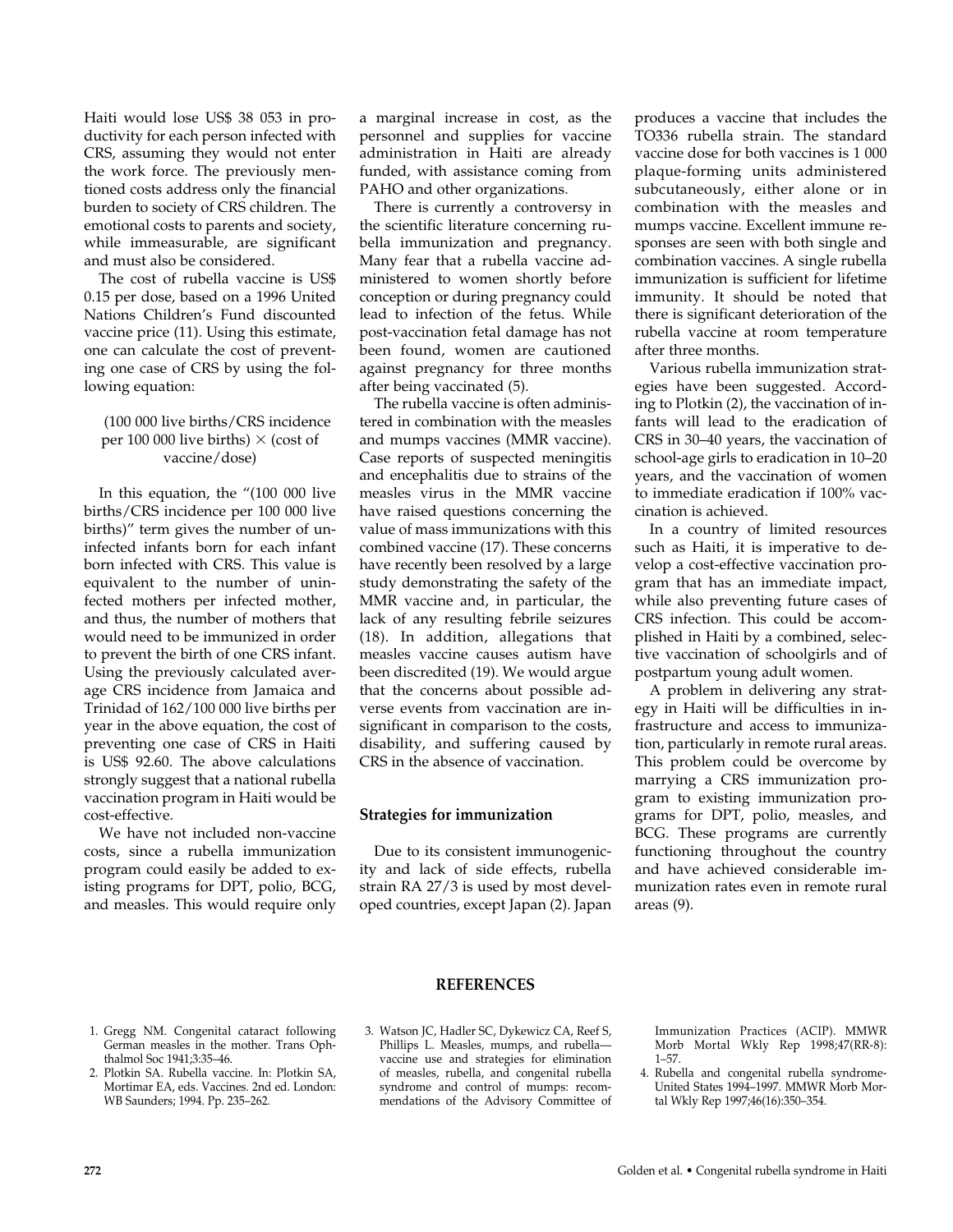Haiti would lose US$ 38 053 in productivity for each person infected with CRS, assuming they would not enter the work force. The previously mentioned costs address only the financial burden to society of CRS children. The emotional costs to parents and society, while immeasurable, are significant and must also be considered.

The cost of rubella vaccine is US$ 0.15 per dose, based on a 1996 United Nations Children's Fund discounted vaccine price (11). Using this estimate, one can calculate the cost of preventing one case of CRS by using the following equation:

$$(100\ 000 \text{ live births/CRS incidence per } 100\ 000 \text{ live births}) \times (\text{cost of vaccine/dose})$$

In this equation, the "(100 000 live births/CRS incidence per 100 000 live births)" term gives the number of uninfected infants born for each infant born infected with CRS. This value is equivalent to the number of uninfected mothers per infected mother, and thus, the number of mothers that would need to be immunized in order to prevent the birth of one CRS infant. Using the previously calculated average CRS incidence from Jamaica and Trinidad of 162/100 000 live births per year in the above equation, the cost of preventing one case of CRS in Haiti is US$ 92.60. The above calculations strongly suggest that a national rubella vaccination program in Haiti would be cost-effective.

We have not included non-vaccine costs, since a rubella immunization program could easily be added to existing programs for DPT, polio, BCG, and measles. This would require only a marginal increase in cost, as the personnel and supplies for vaccine administration in Haiti are already funded, with assistance coming from PAHO and other organizations.

There is currently a controversy in the scientific literature concerning rubella immunization and pregnancy. Many fear that a rubella vaccine administered to women shortly before conception or during pregnancy could lead to infection of the fetus. While post-vaccination fetal damage has not been found, women are cautioned against pregnancy for three months after being vaccinated (5).

The rubella vaccine is often administered in combination with the measles and mumps vaccines (MMR vaccine). Case reports of suspected meningitis and encephalitis due to strains of the measles virus in the MMR vaccine have raised questions concerning the value of mass immunizations with this combined vaccine (17). These concerns have recently been resolved by a large study demonstrating the safety of the MMR vaccine and, in particular, the lack of any resulting febrile seizures (18). In addition, allegations that measles vaccine causes autism have been discredited (19). We would argue that the concerns about possible adverse events from vaccination are insignificant in comparison to the costs, disability, and suffering caused by CRS in the absence of vaccination.

## Strategies for immunization

Due to its consistent immunogenicity and lack of side effects, rubella strain RA 27/3 is used by most developed countries, except Japan (2). Japan produces a vaccine that includes the TO336 rubella strain. The standard vaccine dose for both vaccines is 1 000 plaque-forming units administered subcutaneously, either alone or in combination with the measles and mumps vaccine. Excellent immune responses are seen with both single and combination vaccines. A single rubella immunization is sufficient for lifetime immunity. It should be noted that there is significant deterioration of the rubella vaccine at room temperature after three months.

Various rubella immunization strategies have been suggested. According to Plotkin (2), the vaccination of infants will lead to the eradication of CRS in 30–40 years, the vaccination of school-age girls to eradication in 10–20 years, and the vaccination of women to immediate eradication if 100% vaccination is achieved.

In a country of limited resources such as Haiti, it is imperative to develop a cost-effective vaccination program that has an immediate impact, while also preventing future cases of CRS infection. This could be accomplished in Haiti by a combined, selective vaccination of schoolgirls and of postpartum young adult women.

A problem in delivering any strategy in Haiti will be difficulties in infrastructure and access to immunization, particularly in remote rural areas. This problem could be overcome by marrying a CRS immunization program to existing immunization programs for DPT, polio, measles, and BCG. These programs are currently functioning throughout the country and have achieved considerable immunization rates even in remote rural areas (9).

## REFERENCES

1. Gregg NM. Congenital cataract following German measles in the mother. Trans Ophthalmol Soc 1941;3:35–46.
2. Plotkin SA. Rubella vaccine. In: Plotkin SA, Mortimar EA, eds. Vaccines. 2nd ed. London: WB Saunders; 1994. Pp. 235–262.
3. Watson JC, Hadler SC, Dykewicz CA, Reef S, Phillips L. Measles, mumps, and rubella—vaccine use and strategies for elimination of measles, rubella, and congenital rubella syndrome and control of mumps: recommendations of the Advisory Committee of Immunization Practices (ACIP). MMWR Morb Mortal Wkly Rep 1998;47(RR-8): 1–57.
4. Rubella and congenital rubella syndrome-United States 1994–1997. MMWR Morb Mortal Wkly Rep 1997;46(16):350–354.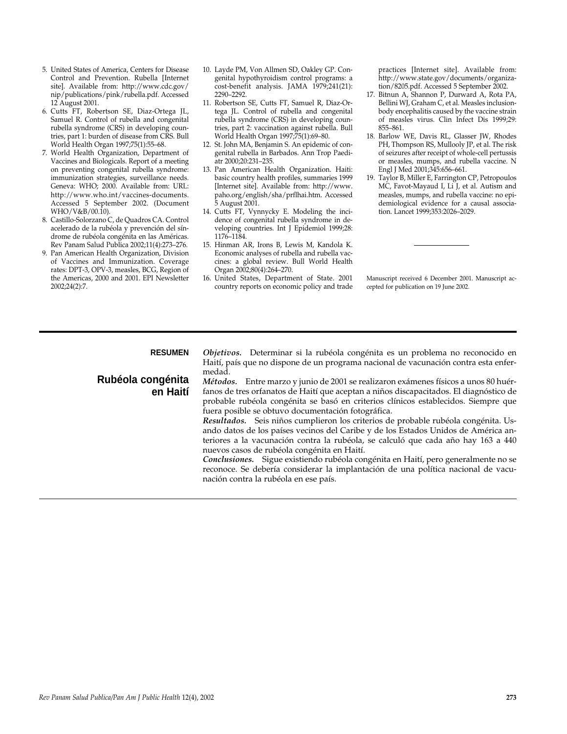5. United States of America, Centers for Disease Control and Prevention. Rubella [Internet site]. Available from: http://www.cdc.gov/nip/publications/pink/rubella.pdf. Accessed 12 August 2001.
6. Cutts FT, Robertson SE, Diaz-Ortega JL, Samuel R. Control of rubella and congenital rubella syndrome (CRS) in developing countries, part 1: burden of disease from CRS. Bull World Health Organ 1997;75(1):55–68.
7. World Health Organization, Department of Vaccines and Biologicals. Report of a meeting on preventing congenital rubella syndrome: immunization strategies, surveillance needs. Geneva: WHO; 2000. Available from: URL: http://www.who.int/vaccines-documents. Accessed 5 September 2002. (Document WHO/V&B/00.10).
8. Castillo-Solorzano C, de Quadros CA. Control acelerado de la rubéola y prevención del síndrome de rubéola congénita en las Américas. Rev Panam Salud Publica 2002;11(4):273–276.
9. Pan American Health Organization, Division of Vaccines and Immunization. Coverage rates: DPT-3, OPV-3, measles, BCG, Region of the Americas, 2000 and 2001. EPI Newsletter 2002;24(2):7.
10. Layde PM, Von Allmen SD, Oakley GP. Congenital hypothyroidism control programs: a cost-benefit analysis. JAMA 1979;241(21): 2290–2292.
11. Robertson SE, Cutts FT, Samuel R, Diaz-Ortega JL. Control of rubella and congenital rubella syndrome (CRS) in developing countries, part 2: vaccination against rubella. Bull World Health Organ 1997;75(1):69–80.
12. St. John MA, Benjamin S. An epidemic of congenital rubella in Barbados. Ann Trop Paediatr 2000;20:231–235.
13. Pan American Health Organization. Haiti: basic country health profiles, summaries 1999 [Internet site]. Available from: http://www.paho.org/english/sha/prflhai.htm. Accessed 5 August 2001.
14. Cutts FT, Vynnycky E. Modeling the incidence of congenital rubella syndrome in developing countries. Int J Epidemiol 1999;28: 1176–1184.
15. Hinman AR, Irons B, Lewis M, Kandola K. Economic analyses of rubella and rubella vaccines: a global review. Bull World Health Organ 2002;80(4):264–270.
16. United States, Department of State. 2001 country reports on economic policy and trade practices [Internet site]. Available from: http://www.state.gov/documents/organization/8205.pdf. Accessed 5 September 2002.
17. Bitnun A, Shannon P, Durward A, Rota PA, Bellini WJ, Graham C, et al. Measles inclusion-body encephalitis caused by the vaccine strain of measles virus. Clin Infect Dis 1999;29: 855–861.
18. Barlow WE, Davis RL, Glasser JW, Rhodes PH, Thompson RS, Mullooly JP, et al. The risk of seizures after receipt of whole-cell pertussis or measles, mumps, and rubella vaccine. N Engl J Med 2001;345:656–661.
19. Taylor B, Miller E, Farrington CP, Petropoulos MC, Favot-Mayaud I, Li J, et al. Autism and measles, mumps, and rubella vaccine: no epidemiological evidence for a causal association. Lancet 1999;353:2026–2029.

Manuscript received 6 December 2001. Manuscript accepted for publication on 19 June 2002.

---

**RESUMEN**

## Rubéola congénita en Haití

***Objetivos.*** Determinar si la rubéola congénita es un problema no reconocido en Haití, país que no dispone de un programa nacional de vacunación contra esta enfermedad.

***Métodos.*** Entre marzo y junio de 2001 se realizaron exámenes físicos a unos 80 huérfanos de tres orfanatos de Haití que aceptan a niños discapacitados. El diagnóstico de probable rubéola congénita se basó en criterios clínicos establecidos. Siempre que fuera posible se obtuvo documentación fotográfica.

***Resultados.*** Seis niños cumplieron los criterios de probable rubéola congénita. Usando datos de los países vecinos del Caribe y de los Estados Unidos de América anteriores a la vacunación contra la rubéola, se calculó que cada año hay 163 a 440 nuevos casos de rubéola congénita en Haití.

***Conclusiones.*** Sigue existiendo rubéola congénita en Haití, pero generalmente no se reconoce. Se debería considerar la implantación de una política nacional de vacunación contra la rubéola en ese país.